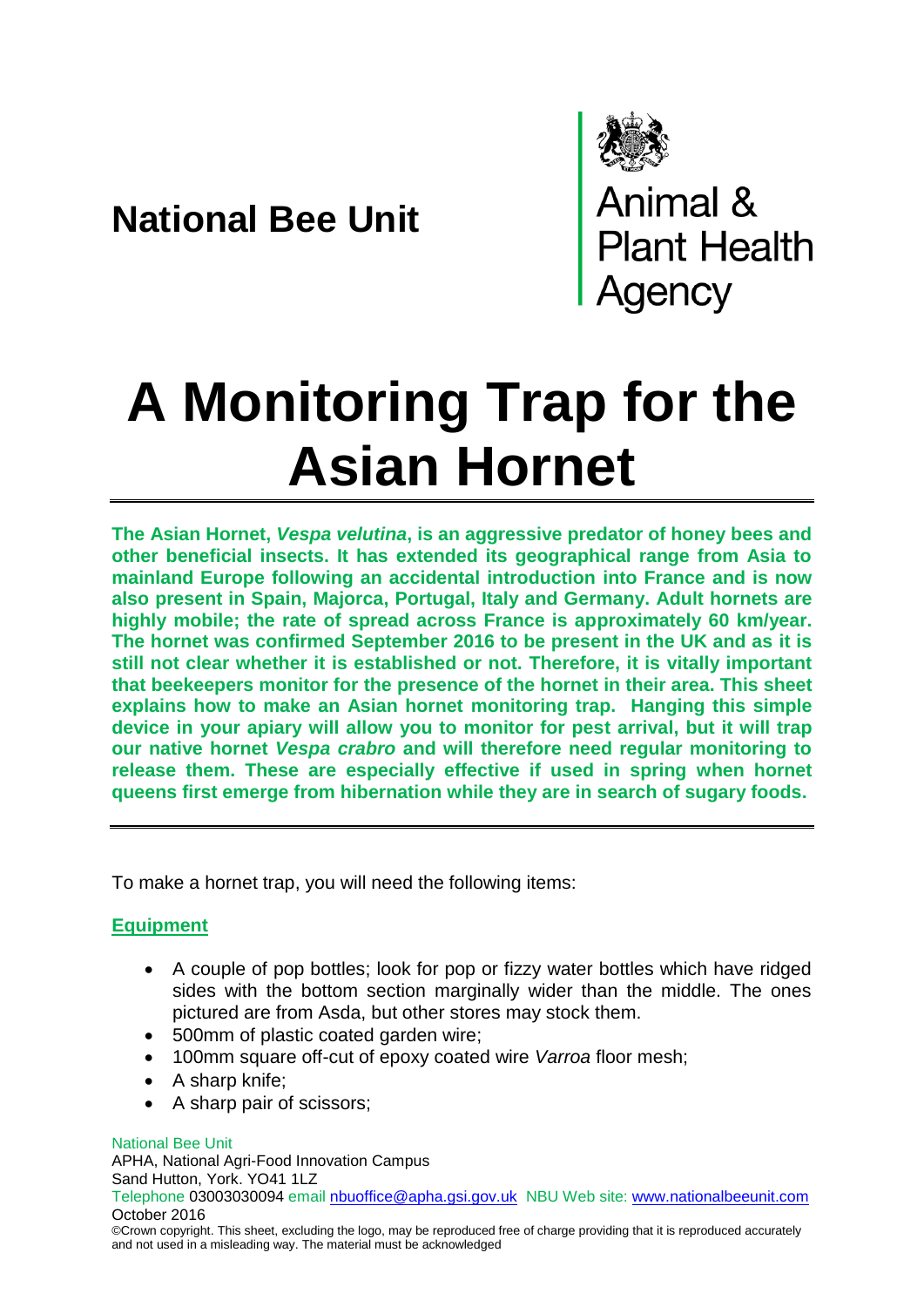**National Bee Unit**

Animal & Plant Health Agency

# A Monitoring Trap for the Asian Hornet

**The Asian Hornet, *Vespa velutina*, is an aggressive predator of honey bees and other beneficial insects. It has extended its geographical range from Asia to mainland Europe following an accidental introduction into France and is now also present in Spain, Majorca, Portugal, Italy and Germany. Adult hornets are highly mobile; the rate of spread across France is approximately 60 km/year. The hornet was confirmed September 2016 to be present in the UK and as it is still not clear whether it is established or not. Therefore, it is vitally important that beekeepers monitor for the presence of the hornet in their area. This sheet explains how to make an Asian hornet monitoring trap. Hanging this simple device in your apiary will allow you to monitor for pest arrival, but it will trap our native hornet *Vespa crabro* and will therefore need regular monitoring to release them. These are especially effective if used in spring when hornet queens first emerge from hibernation while they are in search of sugary foods.**

---

To make a hornet trap, you will need the following items:

## Equipment

- A couple of pop bottles; look for pop or fizzy water bottles which have ridged sides with the bottom section marginally wider than the middle. The ones pictured are from Asda, but other stores may stock them.
- 500mm of plastic coated garden wire;
- 100mm square off-cut of epoxy coated wire *Varroa* floor mesh;
- A sharp knife;
- A sharp pair of scissors;

National Bee Unit
APHA, National Agri-Food Innovation Campus
Sand Hutton, York. YO41 1LZ
Telephone 03003030094 email nbuoffice@apha.gsi.gov.uk NBU Web site: www.nationalbeeunit.com
October 2016
©Crown copyright. This sheet, excluding the logo, may be reproduced free of charge providing that it is reproduced accurately and not used in a misleading way. The material must be acknowledged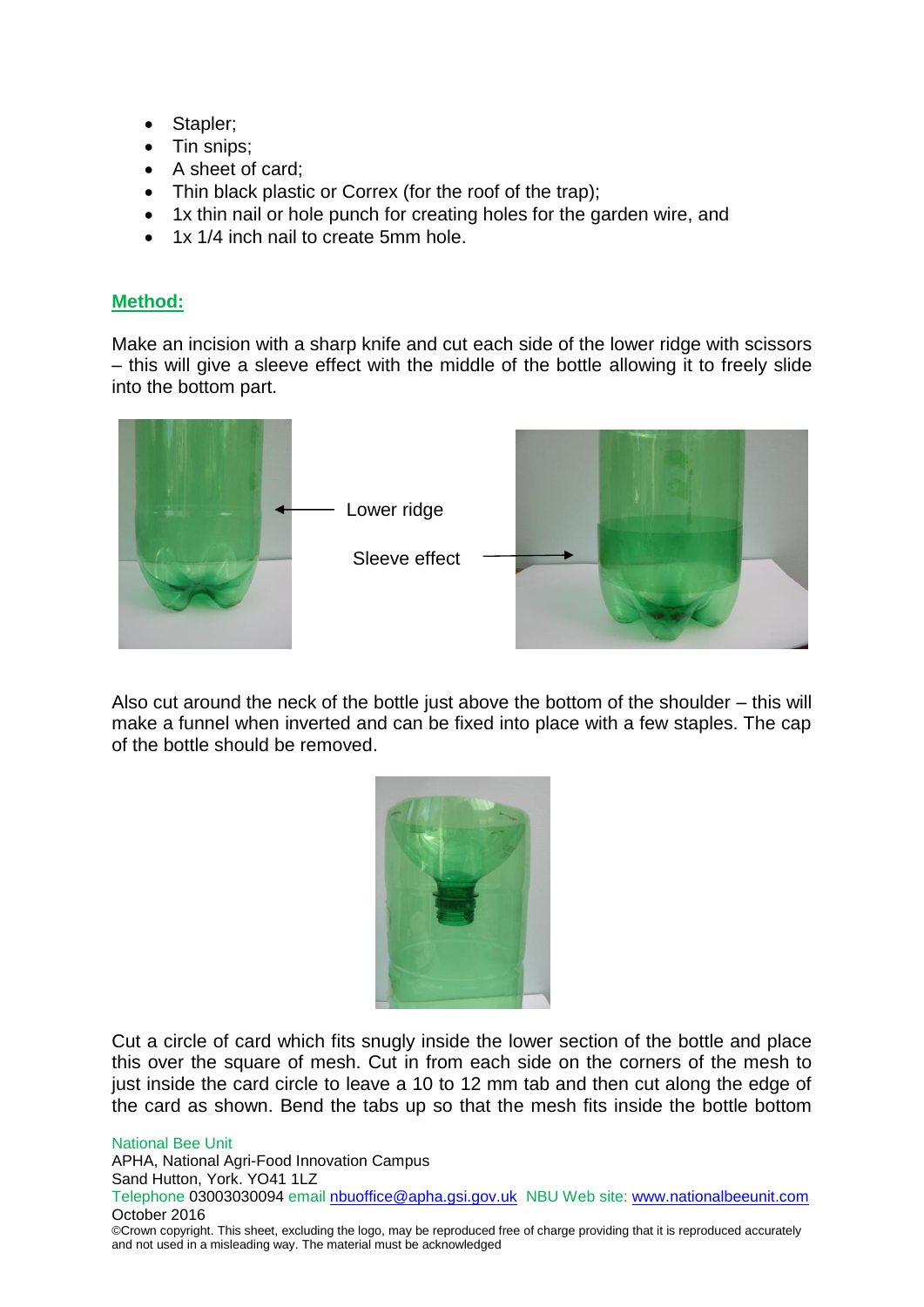- Stapler;
- Tin snips;
- A sheet of card;
- Thin black plastic or Correx (for the roof of the trap);
- 1x thin nail or hole punch for creating holes for the garden wire, and
- 1x 1/4 inch nail to create 5mm hole.

## Method:

Make an incision with a sharp knife and cut each side of the lower ridge with scissors – this will give a sleeve effect with the middle of the bottle allowing it to freely slide into the bottom part.

Lower ridge

Sleeve effect

Also cut around the neck of the bottle just above the bottom of the shoulder – this will make a funnel when inverted and can be fixed into place with a few staples. The cap of the bottle should be removed.

Cut a circle of card which fits snugly inside the lower section of the bottle and place this over the square of mesh. Cut in from each side on the corners of the mesh to just inside the card circle to leave a 10 to 12 mm tab and then cut along the edge of the card as shown. Bend the tabs up so that the mesh fits inside the bottle bottom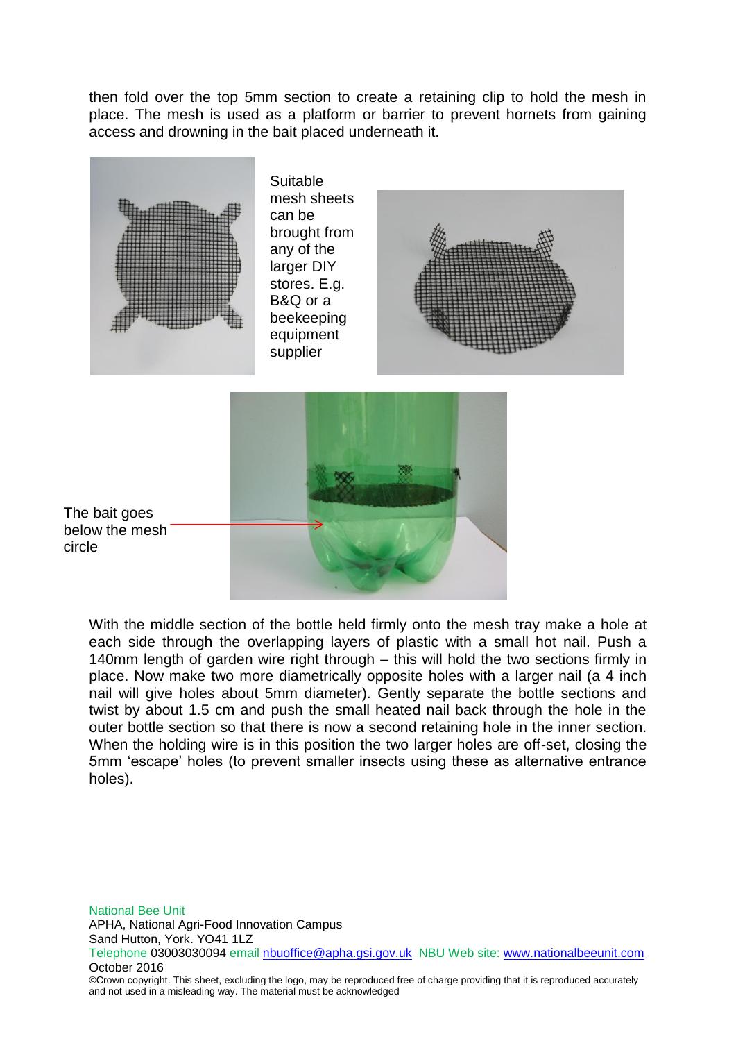then fold over the top 5mm section to create a retaining clip to hold the mesh in place. The mesh is used as a platform or barrier to prevent hornets from gaining access and drowning in the bait placed underneath it.

Suitable mesh sheets can be brought from any of the larger DIY stores. E.g. B&Q or a beekeeping equipment supplier

The bait goes below the mesh circle

With the middle section of the bottle held firmly onto the mesh tray make a hole at each side through the overlapping layers of plastic with a small hot nail. Push a 140mm length of garden wire right through – this will hold the two sections firmly in place. Now make two more diametrically opposite holes with a larger nail (a 4 inch nail will give holes about 5mm diameter). Gently separate the bottle sections and twist by about 1.5 cm and push the small heated nail back through the hole in the outer bottle section so that there is now a second retaining hole in the inner section. When the holding wire is in this position the two larger holes are off-set, closing the 5mm 'escape' holes (to prevent smaller insects using these as alternative entrance holes).

National Bee Unit
APHA, National Agri-Food Innovation Campus
Sand Hutton, York. YO41 1LZ
Telephone 03003030094 email nbuoffice@apha.gsi.gov.uk NBU Web site: www.nationalbeeunit.com
October 2016
©Crown copyright. This sheet, excluding the logo, may be reproduced free of charge providing that it is reproduced accurately and not used in a misleading way. The material must be acknowledged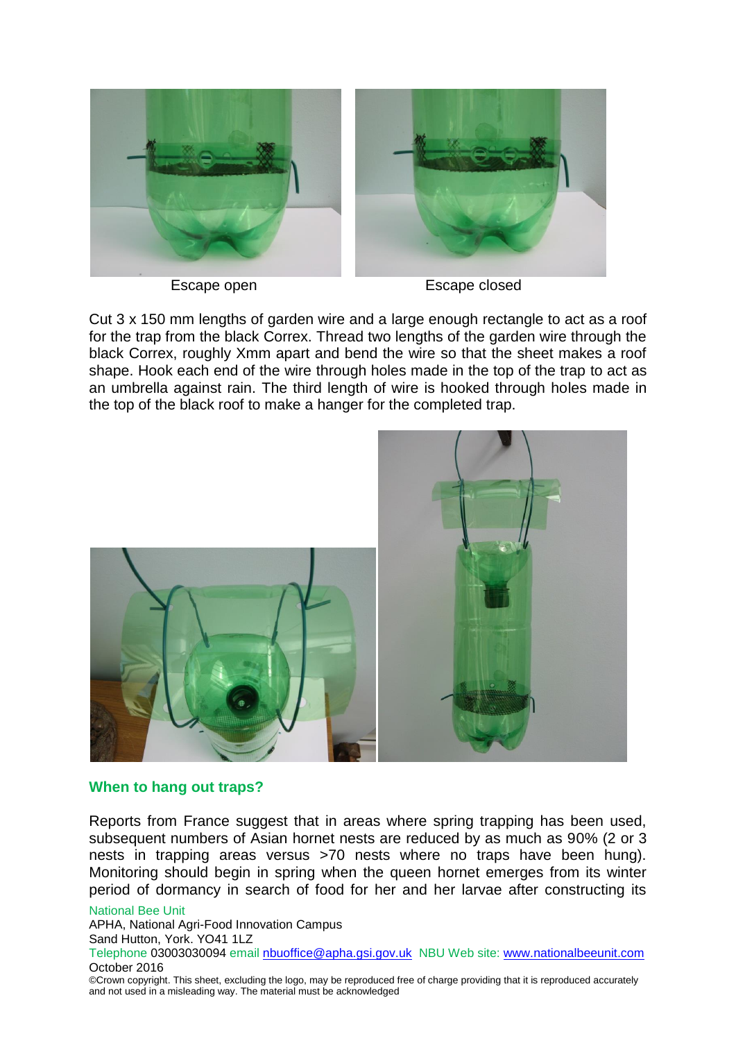Escape open

Escape closed

Cut 3 x 150 mm lengths of garden wire and a large enough rectangle to act as a roof for the trap from the black Correx. Thread two lengths of the garden wire through the black Correx, roughly Xmm apart and bend the wire so that the sheet makes a roof shape. Hook each end of the wire through holes made in the top of the trap to act as an umbrella against rain. The third length of wire is hooked through holes made in the top of the black roof to make a hanger for the completed trap.

## When to hang out traps?

Reports from France suggest that in areas where spring trapping has been used, subsequent numbers of Asian hornet nests are reduced by as much as 90% (2 or 3 nests in trapping areas versus >70 nests where no traps have been hung). Monitoring should begin in spring when the queen hornet emerges from its winter period of dormancy in search of food for her and her larvae after constructing its

National Bee Unit
APHA, National Agri-Food Innovation Campus
Sand Hutton, York. YO41 1LZ
Telephone 03003030094 email nbuoffice@apha.gsi.gov.uk NBU Web site: www.nationalbeeunit.com
October 2016
©Crown copyright. This sheet, excluding the logo, may be reproduced free of charge providing that it is reproduced accurately and not used in a misleading way. The material must be acknowledged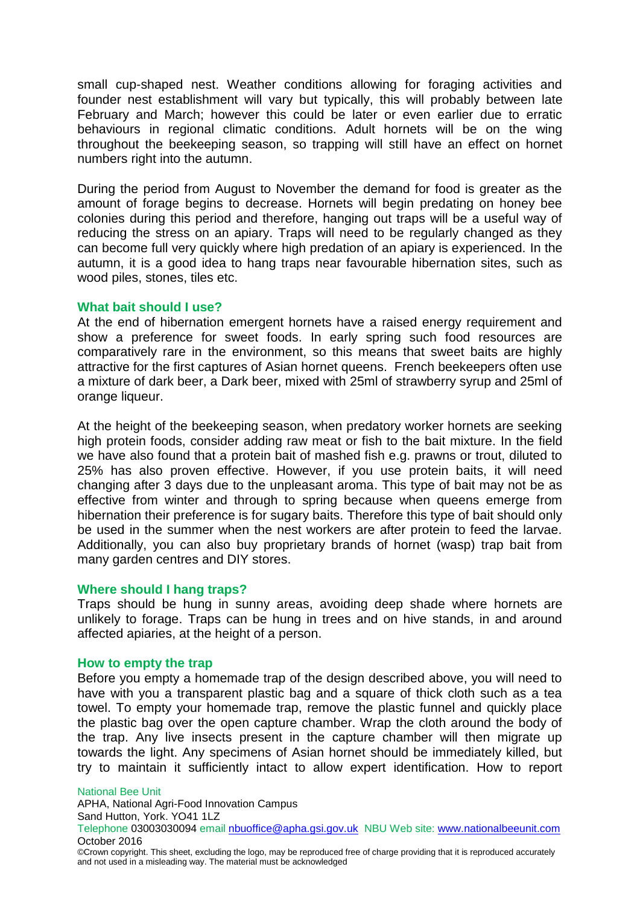small cup-shaped nest. Weather conditions allowing for foraging activities and founder nest establishment will vary but typically, this will probably between late February and March; however this could be later or even earlier due to erratic behaviours in regional climatic conditions. Adult hornets will be on the wing throughout the beekeeping season, so trapping will still have an effect on hornet numbers right into the autumn.

During the period from August to November the demand for food is greater as the amount of forage begins to decrease. Hornets will begin predating on honey bee colonies during this period and therefore, hanging out traps will be a useful way of reducing the stress on an apiary. Traps will need to be regularly changed as they can become full very quickly where high predation of an apiary is experienced. In the autumn, it is a good idea to hang traps near favourable hibernation sites, such as wood piles, stones, tiles etc.

### What bait should I use?

At the end of hibernation emergent hornets have a raised energy requirement and show a preference for sweet foods. In early spring such food resources are comparatively rare in the environment, so this means that sweet baits are highly attractive for the first captures of Asian hornet queens. French beekeepers often use a mixture of dark beer, a Dark beer, mixed with 25ml of strawberry syrup and 25ml of orange liqueur.

At the height of the beekeeping season, when predatory worker hornets are seeking high protein foods, consider adding raw meat or fish to the bait mixture. In the field we have also found that a protein bait of mashed fish e.g. prawns or trout, diluted to 25% has also proven effective. However, if you use protein baits, it will need changing after 3 days due to the unpleasant aroma. This type of bait may not be as effective from winter and through to spring because when queens emerge from hibernation their preference is for sugary baits. Therefore this type of bait should only be used in the summer when the nest workers are after protein to feed the larvae. Additionally, you can also buy proprietary brands of hornet (wasp) trap bait from many garden centres and DIY stores.

### Where should I hang traps?

Traps should be hung in sunny areas, avoiding deep shade where hornets are unlikely to forage. Traps can be hung in trees and on hive stands, in and around affected apiaries, at the height of a person.

### How to empty the trap

Before you empty a homemade trap of the design described above, you will need to have with you a transparent plastic bag and a square of thick cloth such as a tea towel. To empty your homemade trap, remove the plastic funnel and quickly place the plastic bag over the open capture chamber. Wrap the cloth around the body of the trap. Any live insects present in the capture chamber will then migrate up towards the light. Any specimens of Asian hornet should be immediately killed, but try to maintain it sufficiently intact to allow expert identification. How to report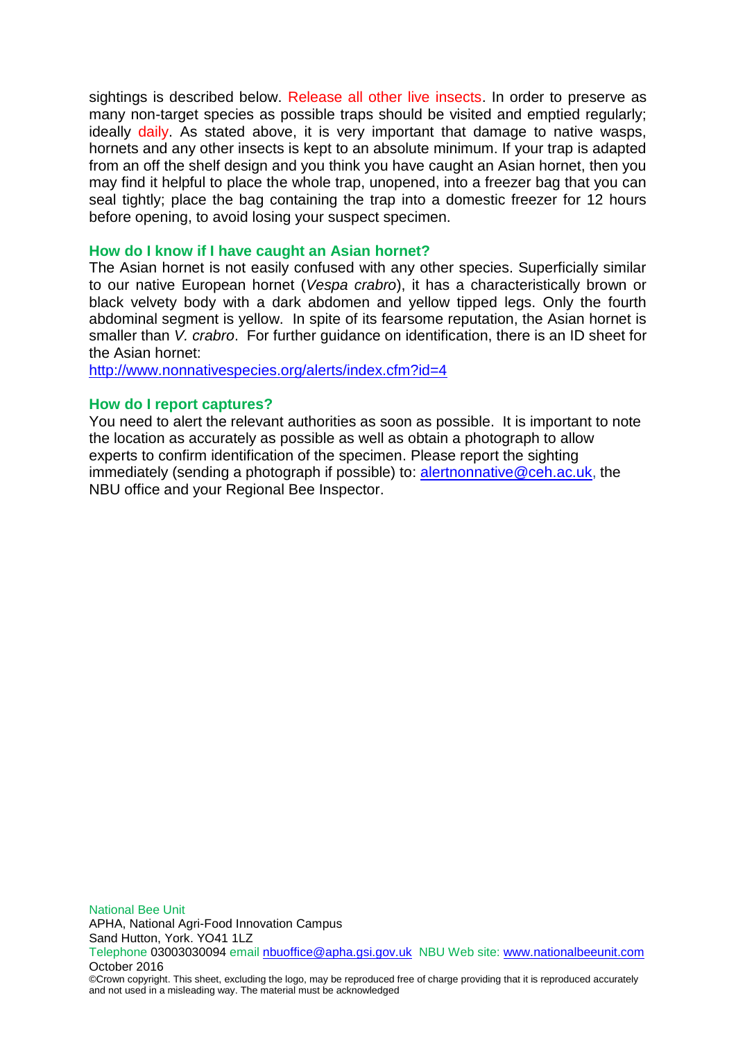sightings is described below. Release all other live insects. In order to preserve as many non-target species as possible traps should be visited and emptied regularly; ideally daily. As stated above, it is very important that damage to native wasps, hornets and any other insects is kept to an absolute minimum. If your trap is adapted from an off the shelf design and you think you have caught an Asian hornet, then you may find it helpful to place the whole trap, unopened, into a freezer bag that you can seal tightly; place the bag containing the trap into a domestic freezer for 12 hours before opening, to avoid losing your suspect specimen.

### How do I know if I have caught an Asian hornet?

The Asian hornet is not easily confused with any other species. Superficially similar to our native European hornet (*Vespa crabro*), it has a characteristically brown or black velvety body with a dark abdomen and yellow tipped legs. Only the fourth abdominal segment is yellow. In spite of its fearsome reputation, the Asian hornet is smaller than *V. crabro*. For further guidance on identification, there is an ID sheet for the Asian hornet:
http://www.nonnativespecies.org/alerts/index.cfm?id=4

### How do I report captures?

You need to alert the relevant authorities as soon as possible. It is important to note the location as accurately as possible as well as obtain a photograph to allow experts to confirm identification of the specimen. Please report the sighting immediately (sending a photograph if possible) to: alertnonnative@ceh.ac.uk, the NBU office and your Regional Bee Inspector.

National Bee Unit
APHA, National Agri-Food Innovation Campus
Sand Hutton, York. YO41 1LZ
Telephone 03003030094 email nbuoffice@apha.gsi.gov.uk NBU Web site: www.nationalbeeunit.com
October 2016
©Crown copyright. This sheet, excluding the logo, may be reproduced free of charge providing that it is reproduced accurately and not used in a misleading way. The material must be acknowledged